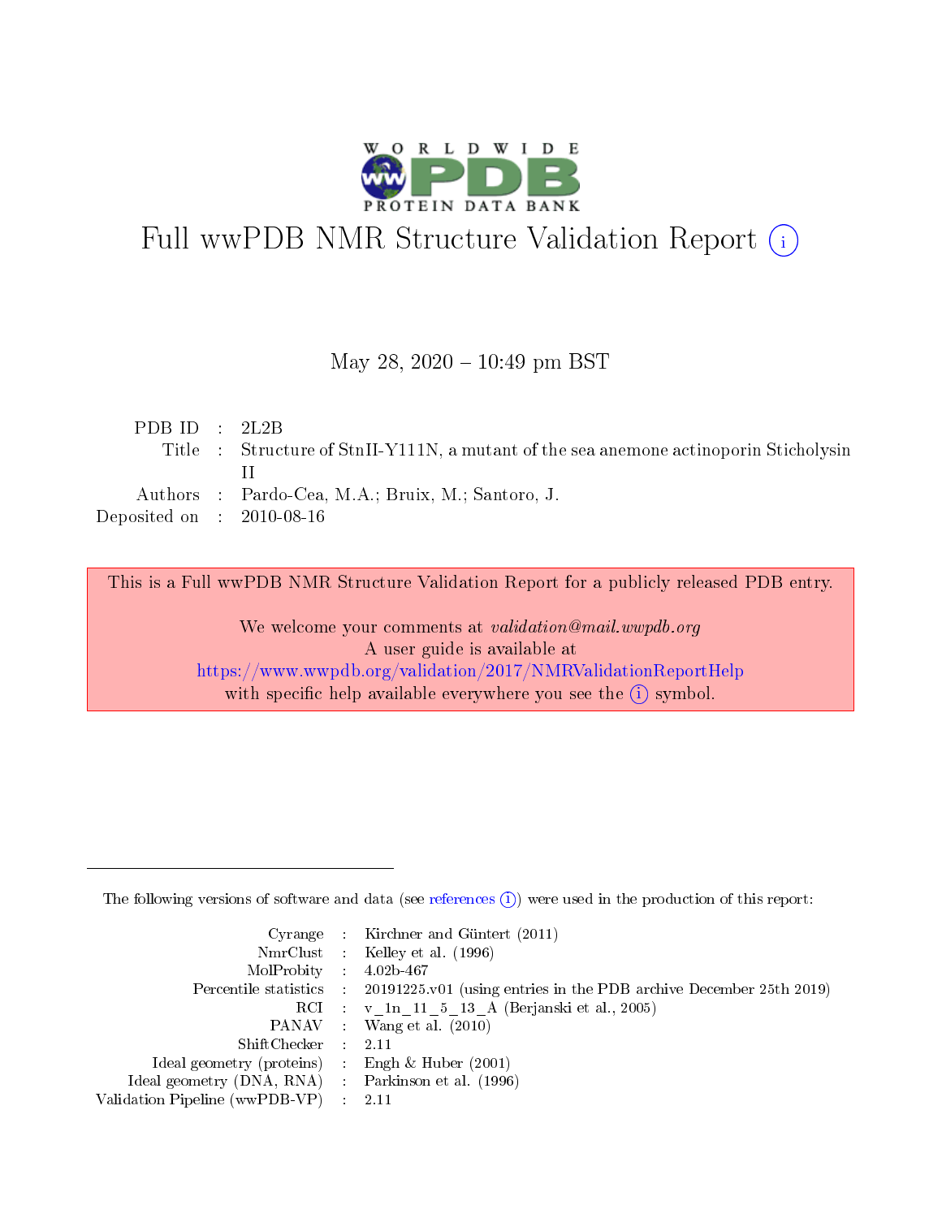# Full wwPDB NMR Structure Validation Report (i)

May 28, 2020 – 10:49 pm BST

| | | |
|---|---|---|
| PDB ID | : | 2L2B |
| Title | : | Structure of StnII-Y111N, a mutant of the sea anemone actinoporin Sticholysin II |
| Authors | : | Pardo-Cea, M.A.; Bruix, M.; Santoro, J. |
| Deposited on | : | 2010-08-16 |

This is a Full wwPDB NMR Structure Validation Report for a publicly released PDB entry.

We welcome your comments at *validation@mail.wwpdb.org*
A user guide is available at
https://www.wwpdb.org/validation/2017/NMRValidationReportHelp
with specific help available everywhere you see the (i) symbol.

---

The following versions of software and data (see references (i)) were used in the production of this report:

| | | |
|---|---|---|
| Cyrange | : | Kirchner and Güntert (2011) |
| NmrClust | : | Kelley et al. (1996) |
| MolProbity | : | 4.02b-467 |
| Percentile statistics | : | 20191225.v01 (using entries in the PDB archive December 25th 2019) |
| RCI | : | v_1n_11_5_13_A (Berjanski et al., 2005) |
| PANAV | : | Wang et al. (2010) |
| ShiftChecker | : | 2.11 |
| Ideal geometry (proteins) | : | Engh & Huber (2001) |
| Ideal geometry (DNA, RNA) | : | Parkinson et al. (1996) |
| Validation Pipeline (wwPDB-VP) | : | 2.11 |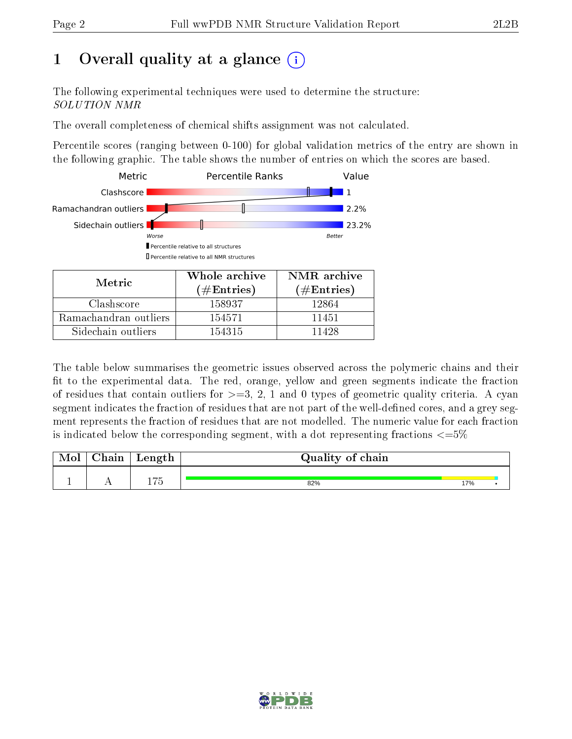# 1 Overall quality at a glance

The following experimental techniques were used to determine the structure:
*SOLUTION NMR*

The overall completeness of chemical shifts assignment was not calculated.

Percentile scores (ranging between 0-100) for global validation metrics of the entry are shown in the following graphic. The table shows the number of entries on which the scores are based.

| Metric | Value |
|---|---|
| Clashscore | 1 |
| Ramachandran outliers | 2.2% |
| Sidechain outliers | 23.2% |

Worse — Better

▮ Percentile relative to all structures

▯ Percentile relative to all NMR structures

| Metric | Whole archive (#Entries) | NMR archive (#Entries) |
|---|---|---|
| Clashscore | 158937 | 12864 |
| Ramachandran outliers | 154571 | 11451 |
| Sidechain outliers | 154315 | 11428 |

The table below summarises the geometric issues observed across the polymeric chains and their fit to the experimental data. The red, orange, yellow and green segments indicate the fraction of residues that contain outliers for >=3, 2, 1 and 0 types of geometric quality criteria. A cyan segment indicates the fraction of residues that are not part of the well-defined cores, and a grey segment represents the fraction of residues that are not modelled. The numeric value for each fraction is indicated below the corresponding segment, with a dot representing fractions <=5%

| Mol | Chain | Length | Quality of chain |
|---|---|---|---|
| 1 | A | 175 | 82% 17% • |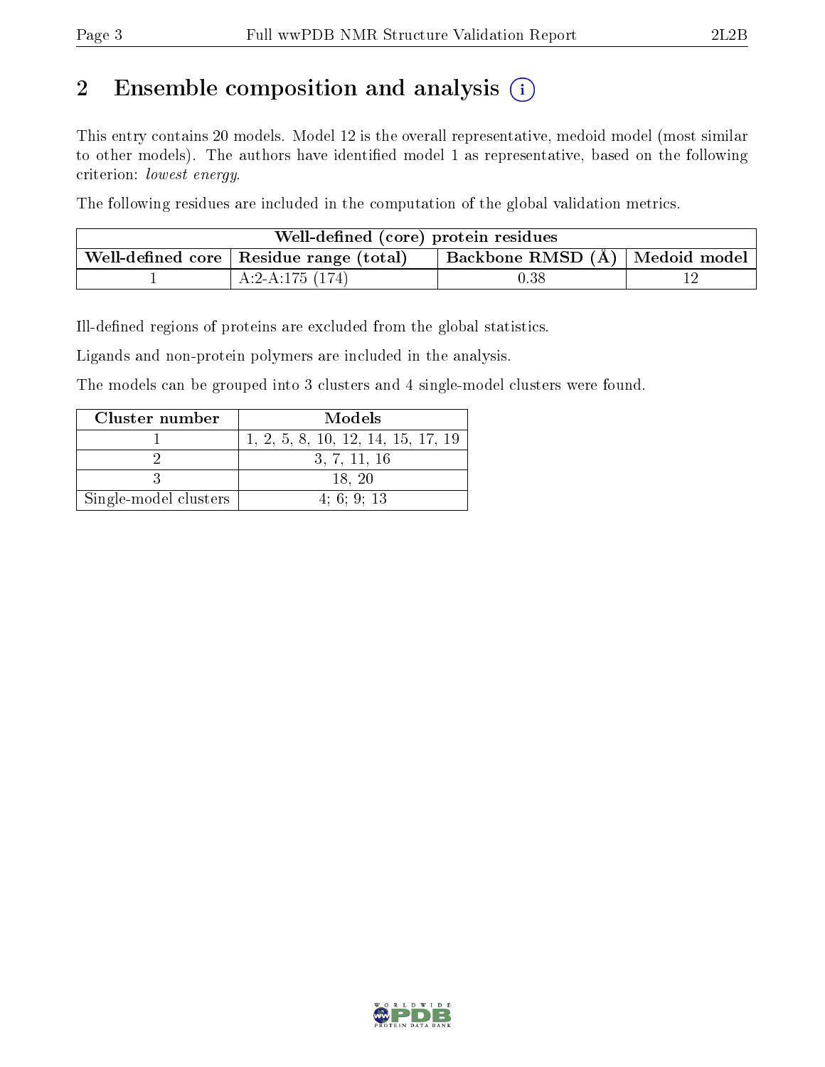## 2 Ensemble composition and analysis

This entry contains 20 models. Model 12 is the overall representative, medoid model (most similar to other models). The authors have identified model 1 as representative, based on the following criterion: *lowest energy*.

The following residues are included in the computation of the global validation metrics.

| Well-defined (core) protein residues | | | |
|---|---|---|---|
| Well-defined core | Residue range (total) | Backbone RMSD (Å) | Medoid model |
| 1 | A:2-A:175 (174) | 0.38 | 12 |

Ill-defined regions of proteins are excluded from the global statistics.

Ligands and non-protein polymers are included in the analysis.

The models can be grouped into 3 clusters and 4 single-model clusters were found.

| Cluster number | Models |
|---|---|
| 1 | 1, 2, 5, 8, 10, 12, 14, 15, 17, 19 |
| 2 | 3, 7, 11, 16 |
| 3 | 18, 20 |
| Single-model clusters | 4; 6; 9; 13 |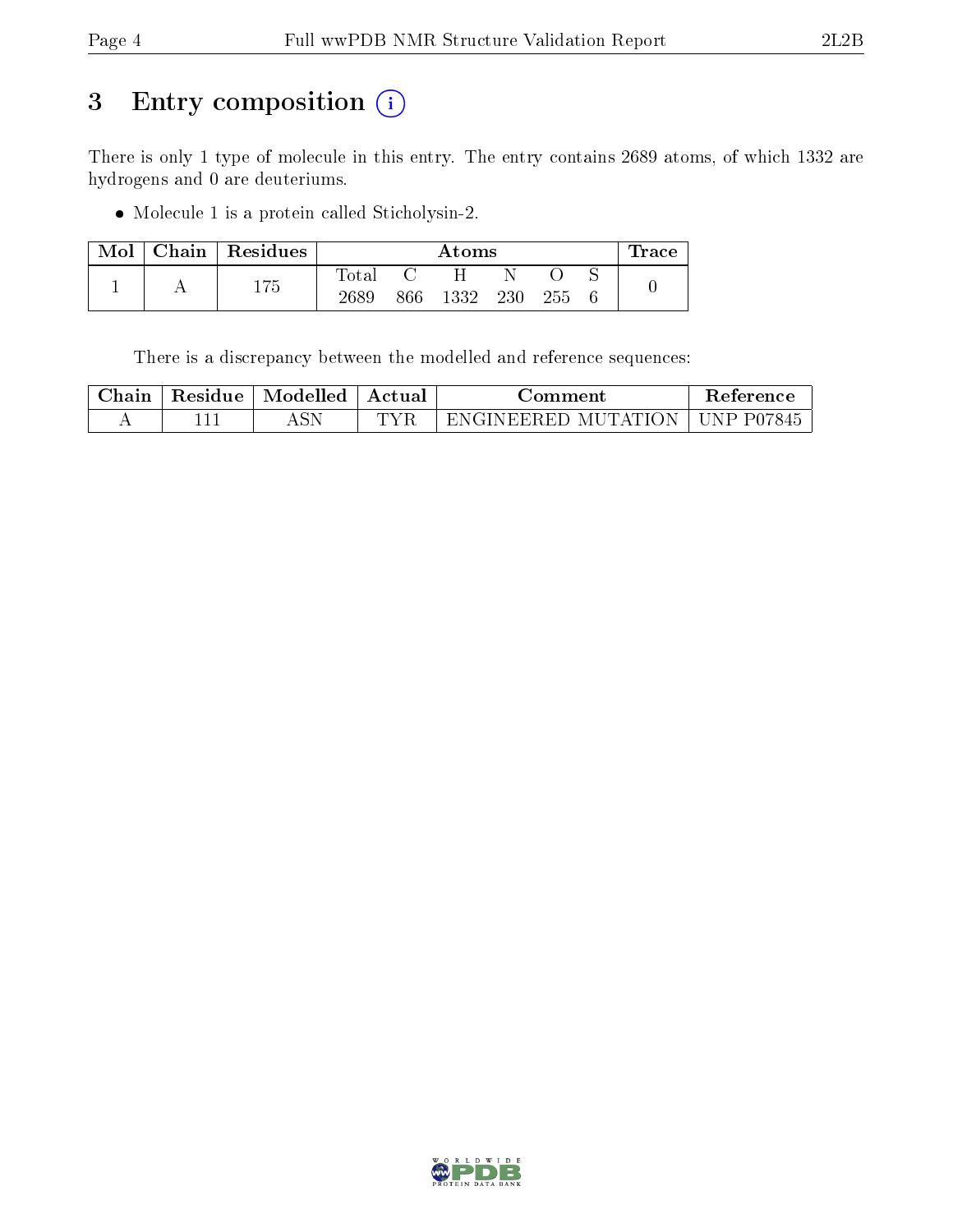# 3 Entry composition

There is only 1 type of molecule in this entry. The entry contains 2689 atoms, of which 1332 are hydrogens and 0 are deuteriums.

- Molecule 1 is a protein called Sticholysin-2.

| Mol | Chain | Residues | Atoms | | | | | | Trace |
|---|---|---|---|---|---|---|---|---|---|
| | | | Total | C | H | N | O | S | |
| 1 | A | 175 | 2689 | 866 | 1332 | 230 | 255 | 6 | 0 |

There is a discrepancy between the modelled and reference sequences:

| Chain | Residue | Modelled | Actual | Comment | Reference |
|---|---|---|---|---|---|
| A | 111 | ASN | TYR | ENGINEERED MUTATION | UNP P07845 |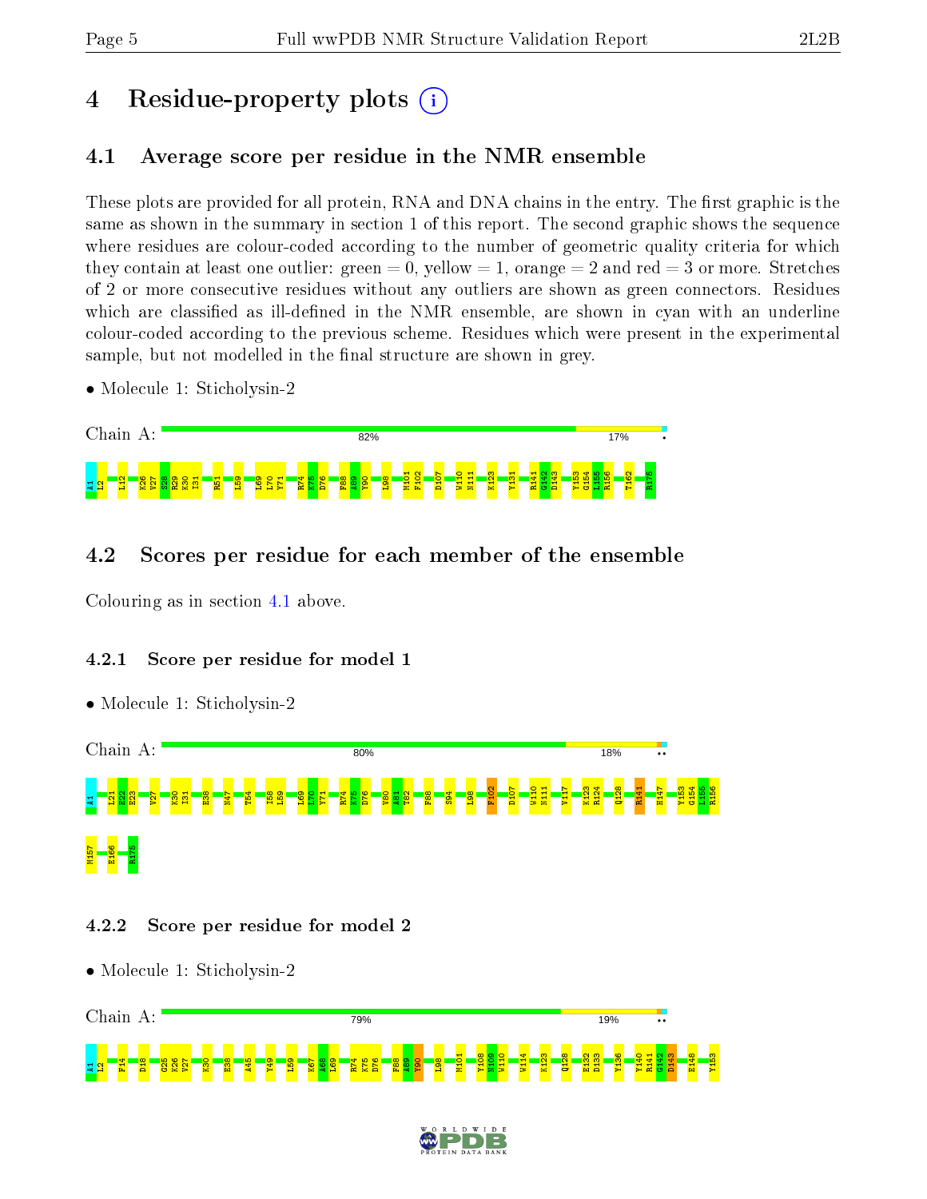# 4 Residue-property plots

## 4.1 Average score per residue in the NMR ensemble

These plots are provided for all protein, RNA and DNA chains in the entry. The first graphic is the same as shown in the summary in section 1 of this report. The second graphic shows the sequence where residues are colour-coded according to the number of geometric quality criteria for which they contain at least one outlier: green = 0, yellow = 1, orange = 2 and red = 3 or more. Stretches of 2 or more consecutive residues without any outliers are shown as green connectors. Residues which are classified as ill-defined in the NMR ensemble, are shown in cyan with an underline colour-coded according to the previous scheme. Residues which were present in the experimental sample, but not modelled in the final structure are shown in grey.

- Molecule 1: Sticholysin-2

Chain A: 82% 17% •

A1 L2 L12 K26 V27 S28 R29 K30 I31 R51 L59 L69 L70 Y71 R74 K75 D76 F88 A89 Y90 L98 M101 F102 D107 W110 N111 K123 Y131 R141 G142 D143 Y153 G154 L155 R156 T162 R175

## 4.2 Scores per residue for each member of the ensemble

Colouring as in section 4.1 above.

### 4.2.1 Score per residue for model 1

- Molecule 1: Sticholysin-2

Chain A: 80% 18% ••

A1 L21 E22 E23 V27 K30 I31 E38 N47 T54 I58 L59 L69 L70 Y71 R74 K75 D76 V80 A81 T82 F88 S94 L98 F102 D107 W110 N111 V117 K123 R124 Q128 R141 H147 Y153 G154 L155 R156 M157 E166 R175

### 4.2.2 Score per residue for model 2

- Molecule 1: Sticholysin-2

Chain A: 79% 19% ••

A1 L2 F14 D18 G25 K26 V27 K30 E38 A45 Y49 L59 K67 I68 L69 R74 K75 D76 F88 A89 Y90 L98 M101 Y108 N109 W110 W114 K123 Q128 E132 D133 Y136 Y140 R141 G142 D143 E148 Y153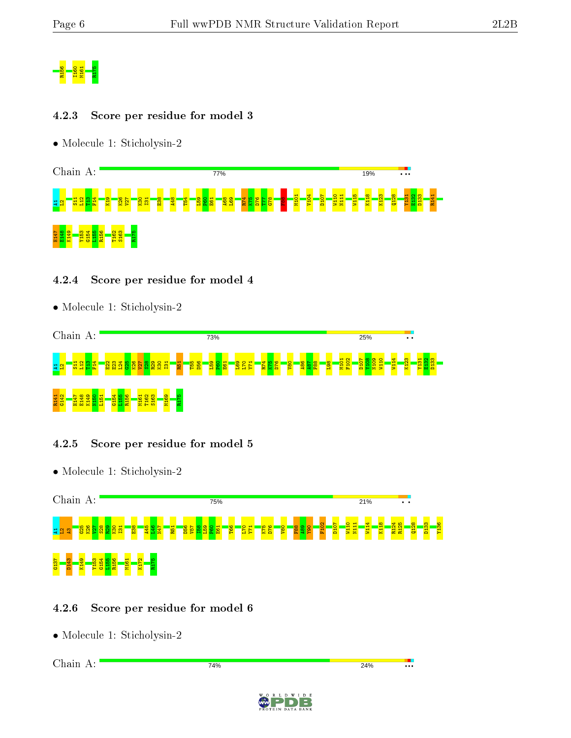R156 I160 M161 R175

### 4.2.3 Score per residue for model 3

- Molecule 1: Sticholysin-2

Chain A: 77% 19% • ••

A1 L2 S11 L12 T13 F14 K19 K26 V27 K30 I31 E38 A48 T54 L59 P60 E61 A68 L69 R74 K75 D76 T77 G78 F88 M101 V104 D107 W110 N111 W115 K118 K123 Q128 Y131 E132 D133 R141 H147 E148 K149 Y153 G154 L155 R156 T162 S163 R175

### 4.2.4 Score per residue for model 4

- Molecule 1: Sticholysin-2

Chain A: 73% 25% ••

A1 L2 S11 L12 T13 F14 E22 E23 L24 G25 K26 V27 S28 R29 K30 I31 R51 T55 D56 L59 P60 E61 L69 L70 Y71 R74 K75 D76 V80 A86 A87 F88 L98 M101 F102 D107 Y108 N109 W110 W114 K123 Y131 E132 D133 R141 G142 H147 E148 K149 N150 L151 G154 L155 R156 M161 T162 S163 M169 R175

### 4.2.5 Score per residue for model 5

- Molecule 1: Sticholysin-2

Chain A: 75% 21% ••

A1 L2 A3 G25 K26 V27 S28 R29 K30 I31 E38 A45 L46 N47 R51 D56 V57 I58 L59 P60 E61 T66 L70 Y71 K75 D76 V80 F88 A89 Y90 F102 D107 W110 N111 W114 K118 R124 R125 Q128 D133 Y136 G137 D143 K149 Y153 G154 L155 R156 M161 K172 R175

### 4.2.6 Score per residue for model 6

- Molecule 1: Sticholysin-2

Chain A: 74% 24% •••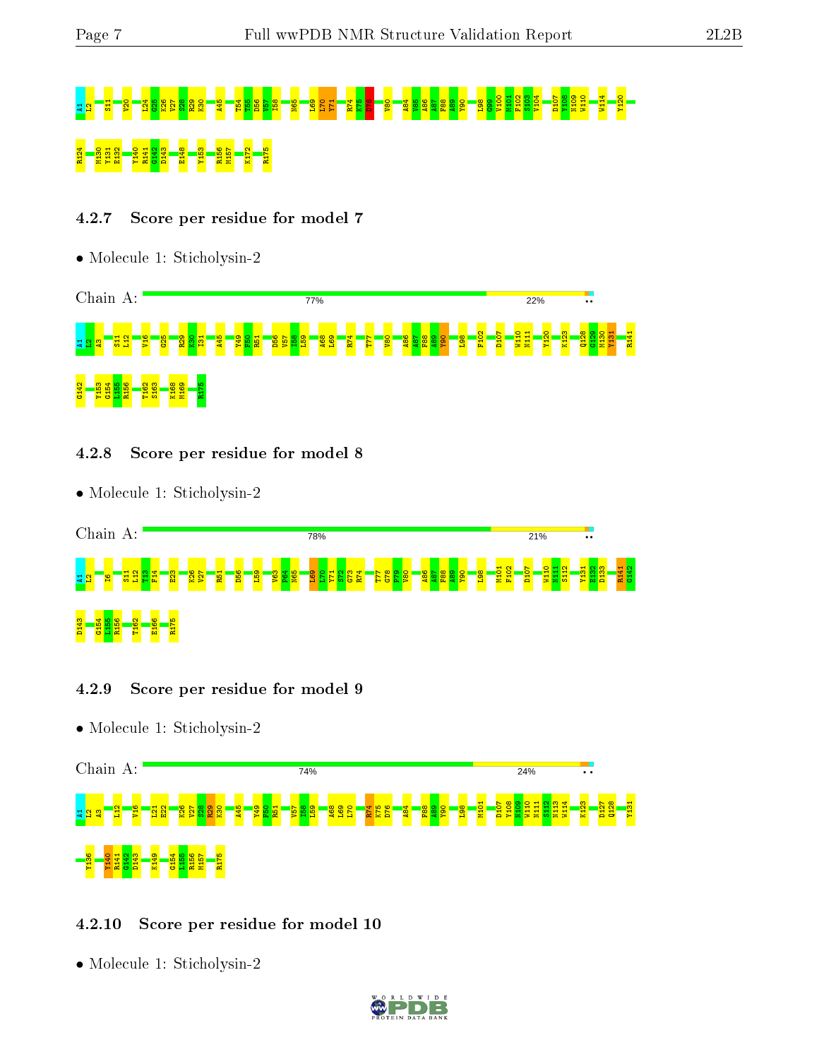A1 L2 S11 V20 L24 G25 K26 V27 S28 R29 K30 A45 T54 I55 D56 V57 I58 N65 L69 L70 Y71 R74 K75 D76 V80 A84 V85 A86 A87 F88 A89 Y90 L98 G99 V100 M101 F102 S103 V104 D107 Y108 N109 W110 W114 Y120

R124 M130 Y131 E132 Y140 R141 G142 D143 E148 Y153 R156 M157 K172 R175

### 4.2.7 Score per residue for model 7

- Molecule 1: Sticholysin-2

Chain A: 77% 22% ••

A1 L2 A3 S11 L12 V16 G25 R29 K30 I31 A45 Y49 F50 R51 D56 V57 I58 L59 A68 L69 R74 T77 V80 A86 A87 F88 A89 Y90 L98 F102 D107 W110 N111 Y120 K123 Q128 G129 M130 Y131 R141

G142 Y153 G154 L155 R156 T162 S163 K168 M169 R175

### 4.2.8 Score per residue for model 8

- Molecule 1: Sticholysin-2

Chain A: 78% 21% ••

A1 L2 I6 S11 L12 T13 F14 E23 K26 V27 R51 D56 L59 V63 P64 N65 L69 L70 Y71 S72 G73 R74 T77 G78 F79 V80 A86 A87 F88 A89 Y90 L98 M101 F102 D107 W110 N111 S112 Y131 E132 D133 R141 G142

D143 G154 L155 R156 T162 E166 R175

### 4.2.9 Score per residue for model 9

- Molecule 1: Sticholysin-2

Chain A: 74% 24% ••

A1 L2 A3 L12 V16 L21 E22 K26 V27 S28 R29 K30 A45 Y49 F50 R51 V57 I58 L59 A68 L69 L70 R74 K75 D76 A84 F88 A89 Y90 L98 M101 D107 Y108 N109 W110 N111 S112 N113 W114 K123 D127 Q128 Y131

Y136 Y140 R141 G142 D143 K149 G154 L155 R156 M157 R175

### 4.2.10 Score per residue for model 10

- Molecule 1: Sticholysin-2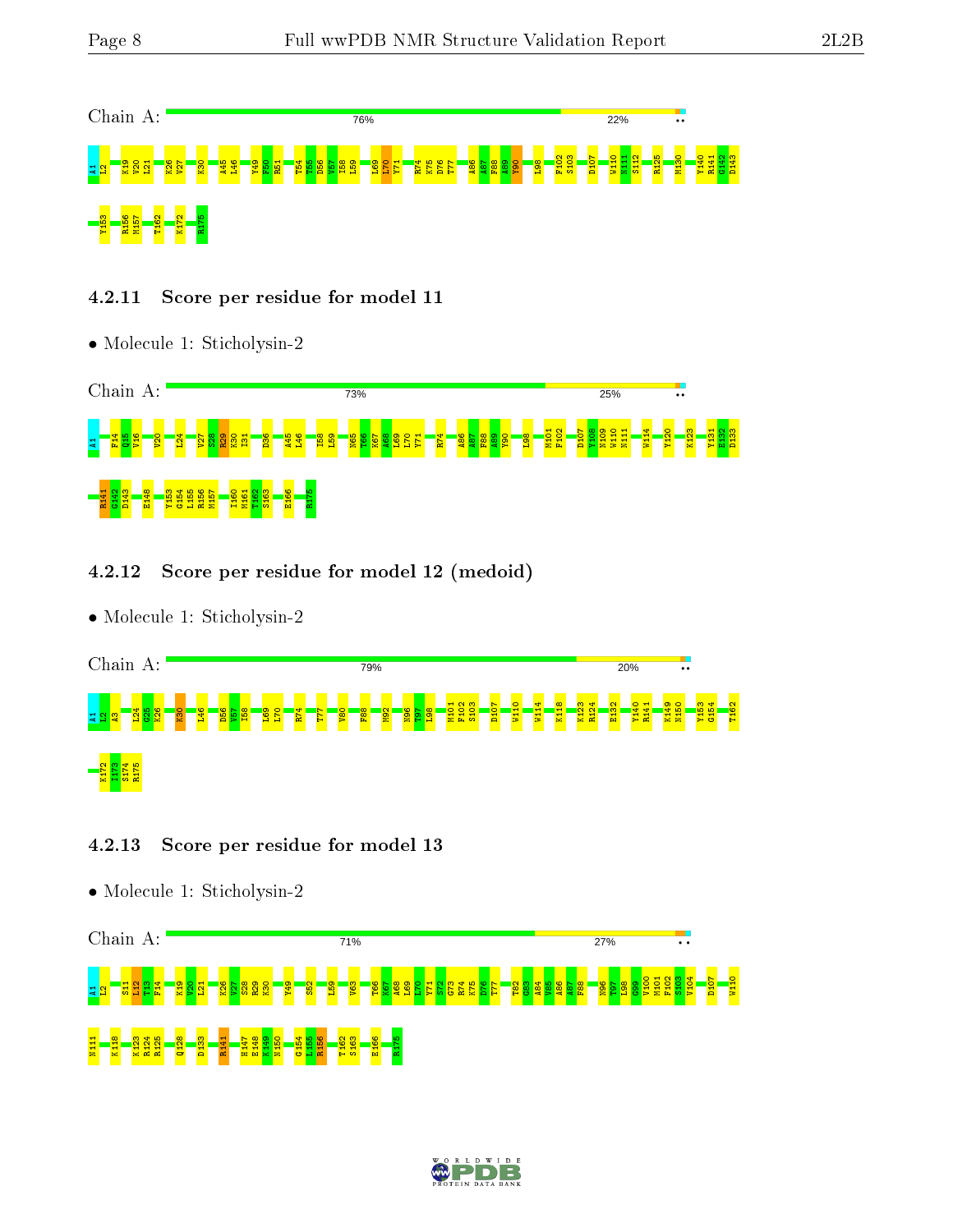Chain A: 76% 22% ••

A1 L2 K19 V20 L21 K26 V27 K30 A45 L46 Y49 R50 R51 T54 T55 D56 V57 I58 L59 L69 L70 Y71 R74 K75 D76 T77 A86 A87 F88 A89 Y90 L98 F102 S103 D107 W110 N111 S112 R125 M130 Y140 R141 G142 D143 Y153 R156 M157 T162 K172 R175

#### 4.2.11 Score per residue for model 11

- Molecule 1: Sticholysin-2

Chain A: 73% 25% ••

A1 F14 Q15 V16 V20 L24 V27 S28 R29 K30 I31 D36 A45 L46 I58 L59 N65 T66 K67 A68 L69 L70 Y71 R74 A86 A87 F88 A89 Y90 L98 M101 F102 D107 Y108 N109 W110 N111 W114 Y120 K123 Y131 E132 D133 R141 G142 D143 E148 Y153 G154 L155 R156 M157 I160 M161 T162 S163 E166 R175

#### 4.2.12 Score per residue for model 12 (medoid)

- Molecule 1: Sticholysin-2

Chain A: 79% 20% ••

A1 L2 A3 L24 G25 K26 K30 L46 D56 V57 I58 L69 L70 R74 T77 V80 F88 M92 N96 T97 L98 M101 F102 S103 D107 W110 W114 K118 K123 R124 E132 Y140 R141 K149 N150 Y153 G154 T162 K172 I173 S174 R175

#### 4.2.13 Score per residue for model 13

- Molecule 1: Sticholysin-2

Chain A: 71% 27% ••

A1 L2 S11 L12 T13 F14 K19 V20 L21 K26 V27 S28 R29 K30 Y49 S52 L59 V63 T66 K67 A68 L69 L70 Y71 S72 G73 R74 K75 D76 T77 T82 G83 A84 V85 A86 A87 F88 N96 T97 L98 G99 V100 M101 F102 S103 V104 D107 W110 N111 K118 K123 R124 R125 Q128 D133 R141 H147 E148 K149 N150 G154 L155 R156 T162 S163 E166 R175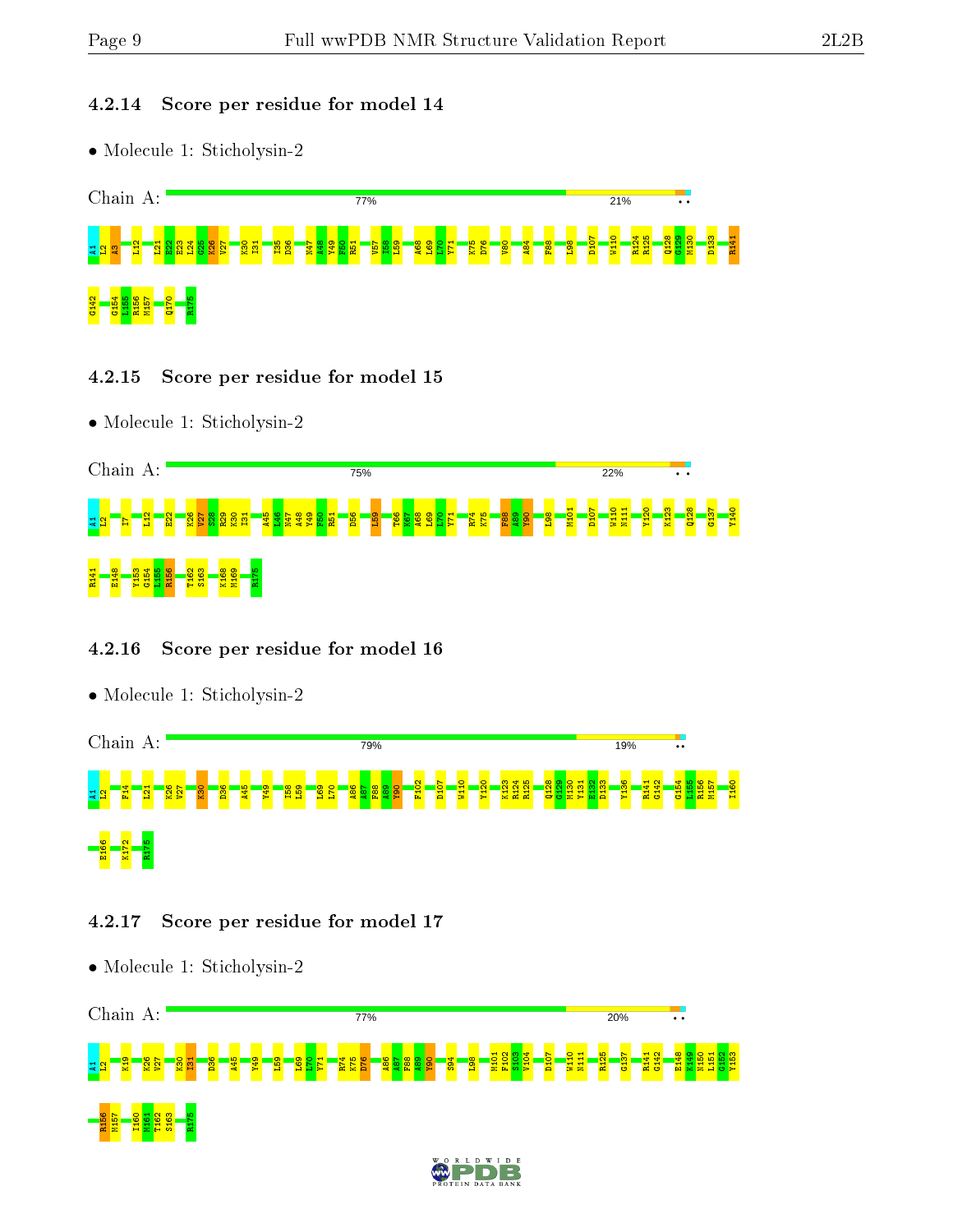#### 4.2.14 Score per residue for model 14

- Molecule 1: Sticholysin-2

Chain A: 77% 21% • •

A1 L2 A3 L12 L21 E22 E23 L24 G25 K26 V27 K30 I31 I35 D36 N47 A48 Y49 F50 R51 V57 I58 L59 A68 L69 L70 Y71 K75 D76 V80 A84 F88 L98 D107 W110 R124 R125 Q128 G129 M130 D133 R141 G142 G154 L155 R156 M157 Q170 R175

#### 4.2.15 Score per residue for model 15

- Molecule 1: Sticholysin-2

Chain A: 75% 22% • •

A1 L2 I7 L12 E22 K26 V27 S28 R29 K30 I31 A45 L46 N47 A48 Y49 F50 R51 D56 L59 T66 K67 A68 L69 L70 Y71 R74 K75 F88 A89 Y90 L98 M101 D107 W110 N111 Y120 K123 Q128 G137 Y140 R141 E148 Y153 G154 L155 R156 T162 S163 K168 M169 R175

#### 4.2.16 Score per residue for model 16

- Molecule 1: Sticholysin-2

Chain A: 79% 19% • •

A1 L2 F14 L21 K26 V27 K30 D36 A45 Y49 I58 L59 L69 L70 A86 A87 F88 A89 Y90 F102 D107 W110 Y120 K123 R124 R125 Q128 G129 M130 Y131 E132 D133 Y136 R141 G142 G154 L155 R156 M157 I160 E166 K172 R175

#### 4.2.17 Score per residue for model 17

- Molecule 1: Sticholysin-2

Chain A: 77% 20% • •

A1 L2 K19 K26 V27 K30 I31 D36 A45 Y49 L59 L69 L70 Y71 R74 K75 D76 A86 A87 F88 A89 Y90 S94 L98 M101 F102 S103 V104 D107 W110 N111 R125 G137 R141 G142 E148 K149 M150 L151 G152 Y153 R156 M157 I160 M161 T162 S163 R175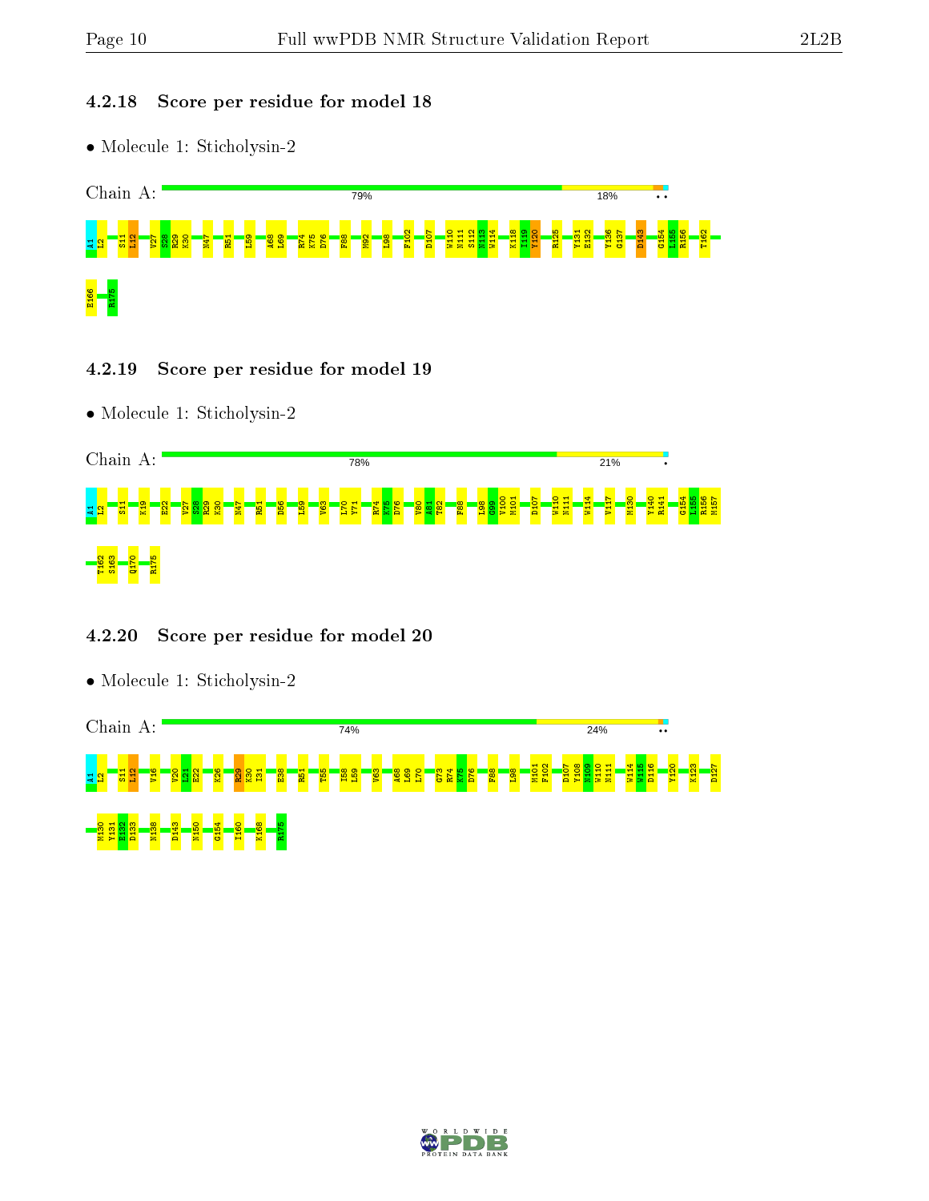### 4.2.18 Score per residue for model 18

- Molecule 1: Sticholysin-2

Chain A: 79% 18% ••

A1 L2 S11 L12 V27 S28 R29 K30 N47 R51 L59 A68 L69 R74 K75 D76 F88 M92 L98 F102 D107 W110 N111 S112 N113 W114 K118 I119 Y120 R125 Y131 E132 Y136 G137 D143 G154 L155 R156 T162 E166 R175

### 4.2.19 Score per residue for model 19

- Molecule 1: Sticholysin-2

Chain A: 78% 21% •

A1 L2 S11 K19 E22 V27 S28 R29 K30 N47 R51 D56 L59 V63 L70 Y71 R74 K75 D76 V80 A81 T82 F88 L98 G99 V100 M101 D107 W110 N111 W114 V117 M130 Y140 R141 G154 L155 R156 M157 T162 S163 Q170 R175

### 4.2.20 Score per residue for model 20

- Molecule 1: Sticholysin-2

Chain A: 74% 24% ••

A1 L2 S11 L12 Y16 V20 L21 E22 K26 R29 K30 I31 E38 R51 T55 I58 L59 V63 A68 L69 L70 G73 R74 K75 D76 F88 L98 M101 F102 D107 Y108 N109 W110 N111 W114 W115 D116 Y120 K123 D127 M130 Y131 E132 D133 N138 D143 N150 G154 I160 K168 R175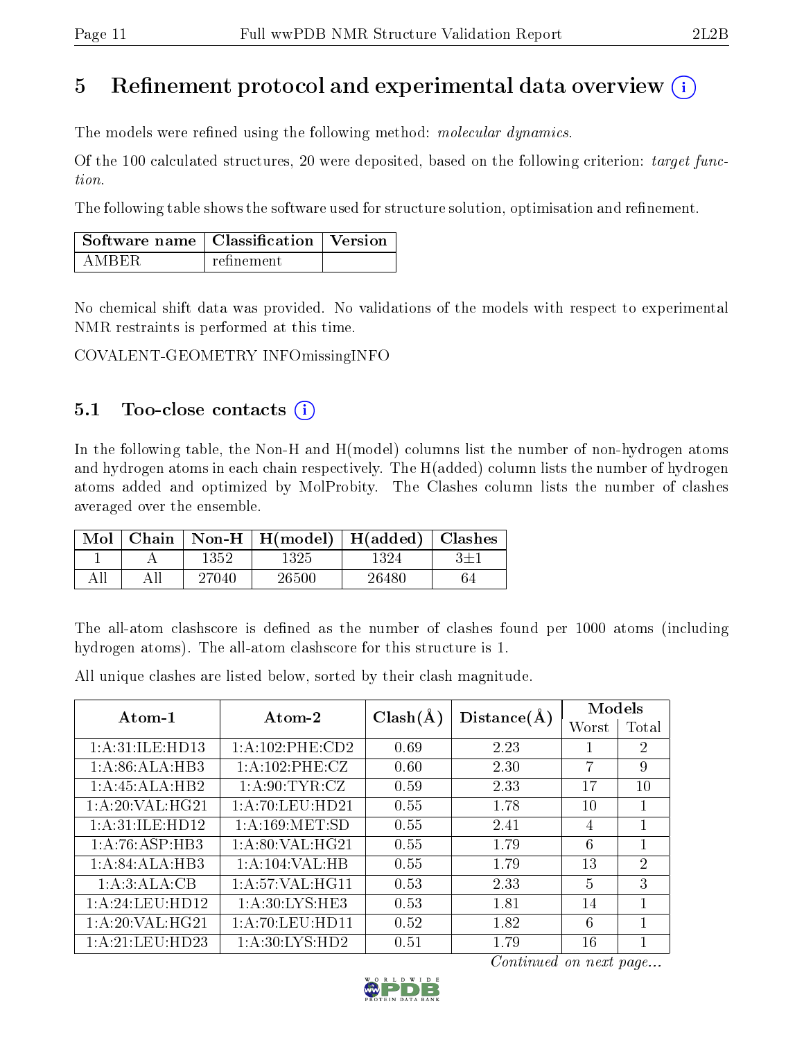# 5 Refinement protocol and experimental data overview

The models were refined using the following method: *molecular dynamics*.

Of the 100 calculated structures, 20 were deposited, based on the following criterion: *target function*.

The following table shows the software used for structure solution, optimisation and refinement.

| Software name | Classification | Version |
|---|---|---|
| AMBER | refinement | |

No chemical shift data was provided. No validations of the models with respect to experimental NMR restraints is performed at this time.

COVALENT-GEOMETRY INFOmissingINFO

## 5.1 Too-close contacts

In the following table, the Non-H and H(model) columns list the number of non-hydrogen atoms and hydrogen atoms in each chain respectively. The H(added) column lists the number of hydrogen atoms added and optimized by MolProbity. The Clashes column lists the number of clashes averaged over the ensemble.

| Mol | Chain | Non-H | H(model) | H(added) | Clashes |
|---|---|---|---|---|---|
| 1 | A | 1352 | 1325 | 1324 | 3±1 |
| All | All | 27040 | 26500 | 26480 | 64 |

The all-atom clashscore is defined as the number of clashes found per 1000 atoms (including hydrogen atoms). The all-atom clashscore for this structure is 1.

All unique clashes are listed below, sorted by their clash magnitude.

| Atom-1 | Atom-2 | Clash(Å) | Distance(Å) | Models | |
|---|---|---|---|---|---|
| | | | | Worst | Total |
| 1:A:31:ILE:HD13 | 1:A:102:PHE:CD2 | 0.69 | 2.23 | 1 | 2 |
| 1:A:86:ALA:HB3 | 1:A:102:PHE:CZ | 0.60 | 2.30 | 7 | 9 |
| 1:A:45:ALA:HB2 | 1:A:90:TYR:CZ | 0.59 | 2.33 | 17 | 10 |
| 1:A:20:VAL:HG21 | 1:A:70:LEU:HD21 | 0.55 | 1.78 | 10 | 1 |
| 1:A:31:ILE:HD12 | 1:A:169:MET:SD | 0.55 | 2.41 | 4 | 1 |
| 1:A:76:ASP:HB3 | 1:A:80:VAL:HG21 | 0.55 | 1.79 | 6 | 1 |
| 1:A:84:ALA:HB3 | 1:A:104:VAL:HB | 0.55 | 1.79 | 13 | 2 |
| 1:A:3:ALA:CB | 1:A:57:VAL:HG11 | 0.53 | 2.33 | 5 | 3 |
| 1:A:24:LEU:HD12 | 1:A:30:LYS:HE3 | 0.53 | 1.81 | 14 | 1 |
| 1:A:20:VAL:HG21 | 1:A:70:LEU:HD11 | 0.52 | 1.82 | 6 | 1 |
| 1:A:21:LEU:HD23 | 1:A:30:LYS:HD2 | 0.51 | 1.79 | 16 | 1 |

*Continued on next page...*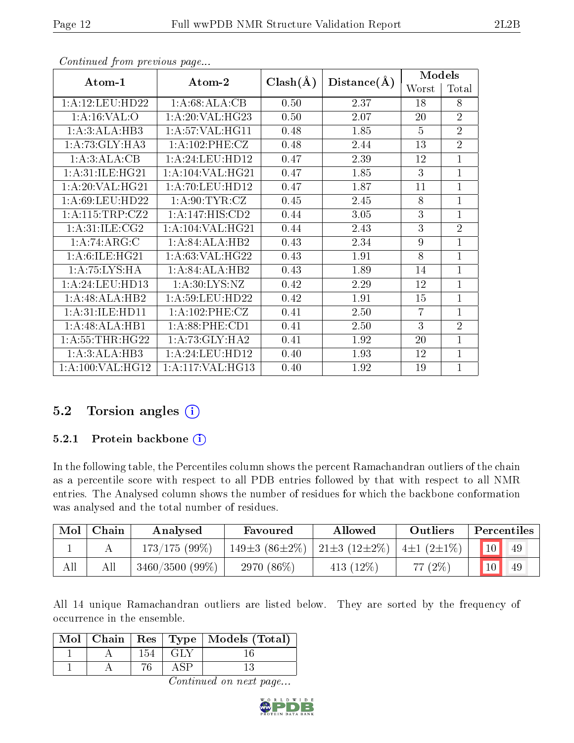*Continued from previous page...*

| Atom-1 | Atom-2 | Clash(Å) | Distance(Å) | Models | |
|---|---|---|---|---|---|
| | | | | Worst | Total |
| 1:A:12:LEU:HD22 | 1:A:68:ALA:CB | 0.50 | 2.37 | 18 | 8 |
| 1:A:16:VAL:O | 1:A:20:VAL:HG23 | 0.50 | 2.07 | 20 | 2 |
| 1:A:3:ALA:HB3 | 1:A:57:VAL:HG11 | 0.48 | 1.85 | 5 | 2 |
| 1:A:73:GLY:HA3 | 1:A:102:PHE:CZ | 0.48 | 2.44 | 13 | 2 |
| 1:A:3:ALA:CB | 1:A:24:LEU:HD12 | 0.47 | 2.39 | 12 | 1 |
| 1:A:31:ILE:HG21 | 1:A:104:VAL:HG21 | 0.47 | 1.85 | 3 | 1 |
| 1:A:20:VAL:HG21 | 1:A:70:LEU:HD12 | 0.47 | 1.87 | 11 | 1 |
| 1:A:69:LEU:HD22 | 1:A:90:TYR:CZ | 0.45 | 2.45 | 8 | 1 |
| 1:A:115:TRP:CZ2 | 1:A:147:HIS:CD2 | 0.44 | 3.05 | 3 | 1 |
| 1:A:31:ILE:CG2 | 1:A:104:VAL:HG21 | 0.44 | 2.43 | 3 | 2 |
| 1:A:74:ARG:C | 1:A:84:ALA:HB2 | 0.43 | 2.34 | 9 | 1 |
| 1:A:6:ILE:HG21 | 1:A:63:VAL:HG22 | 0.43 | 1.91 | 8 | 1 |
| 1:A:75:LYS:HA | 1:A:84:ALA:HB2 | 0.43 | 1.89 | 14 | 1 |
| 1:A:24:LEU:HD13 | 1:A:30:LYS:NZ | 0.42 | 2.29 | 12 | 1 |
| 1:A:48:ALA:HB2 | 1:A:59:LEU:HD22 | 0.42 | 1.91 | 15 | 1 |
| 1:A:31:ILE:HD11 | 1:A:102:PHE:CZ | 0.41 | 2.50 | 7 | 1 |
| 1:A:48:ALA:HB1 | 1:A:88:PHE:CD1 | 0.41 | 2.50 | 3 | 2 |
| 1:A:55:THR:HG22 | 1:A:73:GLY:HA2 | 0.41 | 1.92 | 20 | 1 |
| 1:A:3:ALA:HB3 | 1:A:24:LEU:HD12 | 0.40 | 1.93 | 12 | 1 |
| 1:A:100:VAL:HG12 | 1:A:117:VAL:HG13 | 0.40 | 1.92 | 19 | 1 |

## 5.2 Torsion angles

### 5.2.1 Protein backbone

In the following table, the Percentiles column shows the percent Ramachandran outliers of the chain as a percentile score with respect to all PDB entries followed by that with respect to all NMR entries. The Analysed column shows the number of residues for which the backbone conformation was analysed and the total number of residues.

| Mol | Chain | Analysed | Favoured | Allowed | Outliers | Percentiles | |
|---|---|---|---|---|---|---|---|
| 1 | A | 173/175 (99%) | 149±3 (86±2%) | 21±3 (12±2%) | 4±1 (2±1%) | 10 | 49 |
| All | All | 3460/3500 (99%) | 2970 (86%) | 413 (12%) | 77 (2%) | 10 | 49 |

All 14 unique Ramachandran outliers are listed below. They are sorted by the frequency of occurrence in the ensemble.

| Mol | Chain | Res | Type | Models (Total) |
|---|---|---|---|---|
| 1 | A | 154 | GLY | 16 |
| 1 | A | 76 | ASP | 13 |

*Continued on next page...*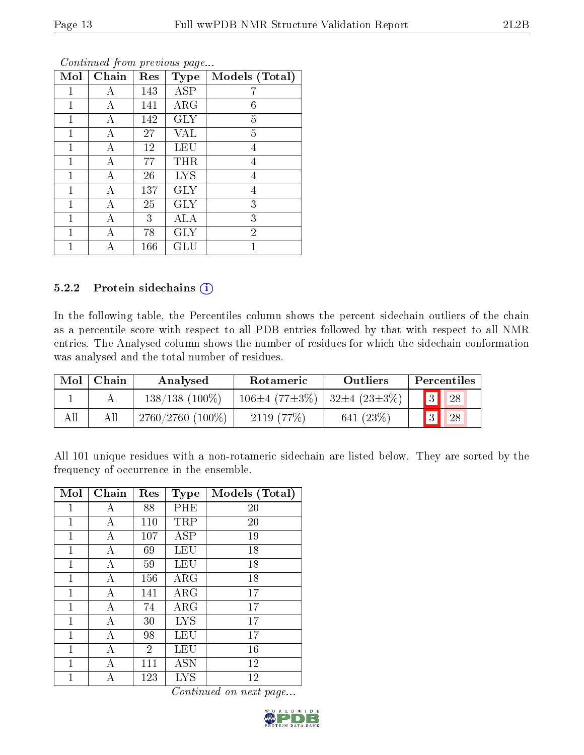*Continued from previous page...*

| Mol | Chain | Res | Type | Models (Total) |
|---|---|---|---|---|
| 1 | A | 143 | ASP | 7 |
| 1 | A | 141 | ARG | 6 |
| 1 | A | 142 | GLY | 5 |
| 1 | A | 27 | VAL | 5 |
| 1 | A | 12 | LEU | 4 |
| 1 | A | 77 | THR | 4 |
| 1 | A | 26 | LYS | 4 |
| 1 | A | 137 | GLY | 4 |
| 1 | A | 25 | GLY | 3 |
| 1 | A | 3 | ALA | 3 |
| 1 | A | 78 | GLY | 2 |
| 1 | A | 166 | GLU | 1 |

### 5.2.2 Protein sidechains

In the following table, the Percentiles column shows the percent sidechain outliers of the chain as a percentile score with respect to all PDB entries followed by that with respect to all NMR entries. The Analysed column shows the number of residues for which the sidechain conformation was analysed and the total number of residues.

| Mol | Chain | Analysed | Rotameric | Outliers | Percentiles | |
|---|---|---|---|---|---|---|
| 1 | A | 138/138 (100%) | 106±4 (77±3%) | 32±4 (23±3%) | 3 | 28 |
| All | All | 2760/2760 (100%) | 2119 (77%) | 641 (23%) | 3 | 28 |

All 101 unique residues with a non-rotameric sidechain are listed below. They are sorted by the frequency of occurrence in the ensemble.

| Mol | Chain | Res | Type | Models (Total) |
|---|---|---|---|---|
| 1 | A | 88 | PHE | 20 |
| 1 | A | 110 | TRP | 20 |
| 1 | A | 107 | ASP | 19 |
| 1 | A | 69 | LEU | 18 |
| 1 | A | 59 | LEU | 18 |
| 1 | A | 156 | ARG | 18 |
| 1 | A | 141 | ARG | 17 |
| 1 | A | 74 | ARG | 17 |
| 1 | A | 30 | LYS | 17 |
| 1 | A | 98 | LEU | 17 |
| 1 | A | 2 | LEU | 16 |
| 1 | A | 111 | ASN | 12 |
| 1 | A | 123 | LYS | 12 |

*Continued on next page...*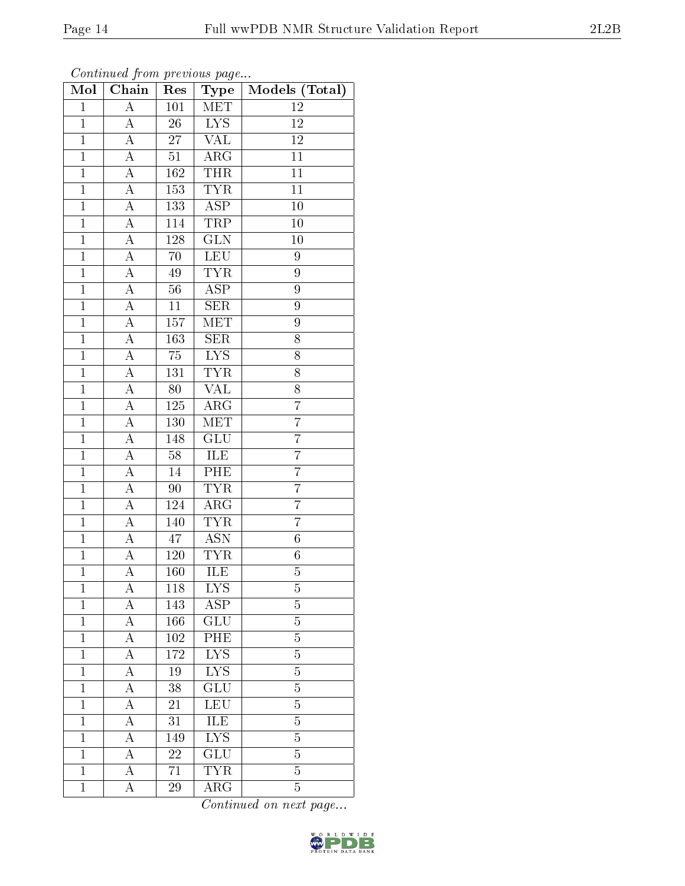*Continued from previous page...*

| Mol | Chain | Res | Type | Models (Total) |
|---|---|---|---|---|
| 1 | A | 101 | MET | 12 |
| 1 | A | 26 | LYS | 12 |
| 1 | A | 27 | VAL | 12 |
| 1 | A | 51 | ARG | 11 |
| 1 | A | 162 | THR | 11 |
| 1 | A | 153 | TYR | 11 |
| 1 | A | 133 | ASP | 10 |
| 1 | A | 114 | TRP | 10 |
| 1 | A | 128 | GLN | 10 |
| 1 | A | 70 | LEU | 9 |
| 1 | A | 49 | TYR | 9 |
| 1 | A | 56 | ASP | 9 |
| 1 | A | 11 | SER | 9 |
| 1 | A | 157 | MET | 9 |
| 1 | A | 163 | SER | 8 |
| 1 | A | 75 | LYS | 8 |
| 1 | A | 131 | TYR | 8 |
| 1 | A | 80 | VAL | 8 |
| 1 | A | 125 | ARG | 7 |
| 1 | A | 130 | MET | 7 |
| 1 | A | 148 | GLU | 7 |
| 1 | A | 58 | ILE | 7 |
| 1 | A | 14 | PHE | 7 |
| 1 | A | 90 | TYR | 7 |
| 1 | A | 124 | ARG | 7 |
| 1 | A | 140 | TYR | 7 |
| 1 | A | 47 | ASN | 6 |
| 1 | A | 120 | TYR | 6 |
| 1 | A | 160 | ILE | 5 |
| 1 | A | 118 | LYS | 5 |
| 1 | A | 143 | ASP | 5 |
| 1 | A | 166 | GLU | 5 |
| 1 | A | 102 | PHE | 5 |
| 1 | A | 172 | LYS | 5 |
| 1 | A | 19 | LYS | 5 |
| 1 | A | 38 | GLU | 5 |
| 1 | A | 21 | LEU | 5 |
| 1 | A | 31 | ILE | 5 |
| 1 | A | 149 | LYS | 5 |
| 1 | A | 22 | GLU | 5 |
| 1 | A | 71 | TYR | 5 |
| 1 | A | 29 | ARG | 5 |

*Continued on next page...*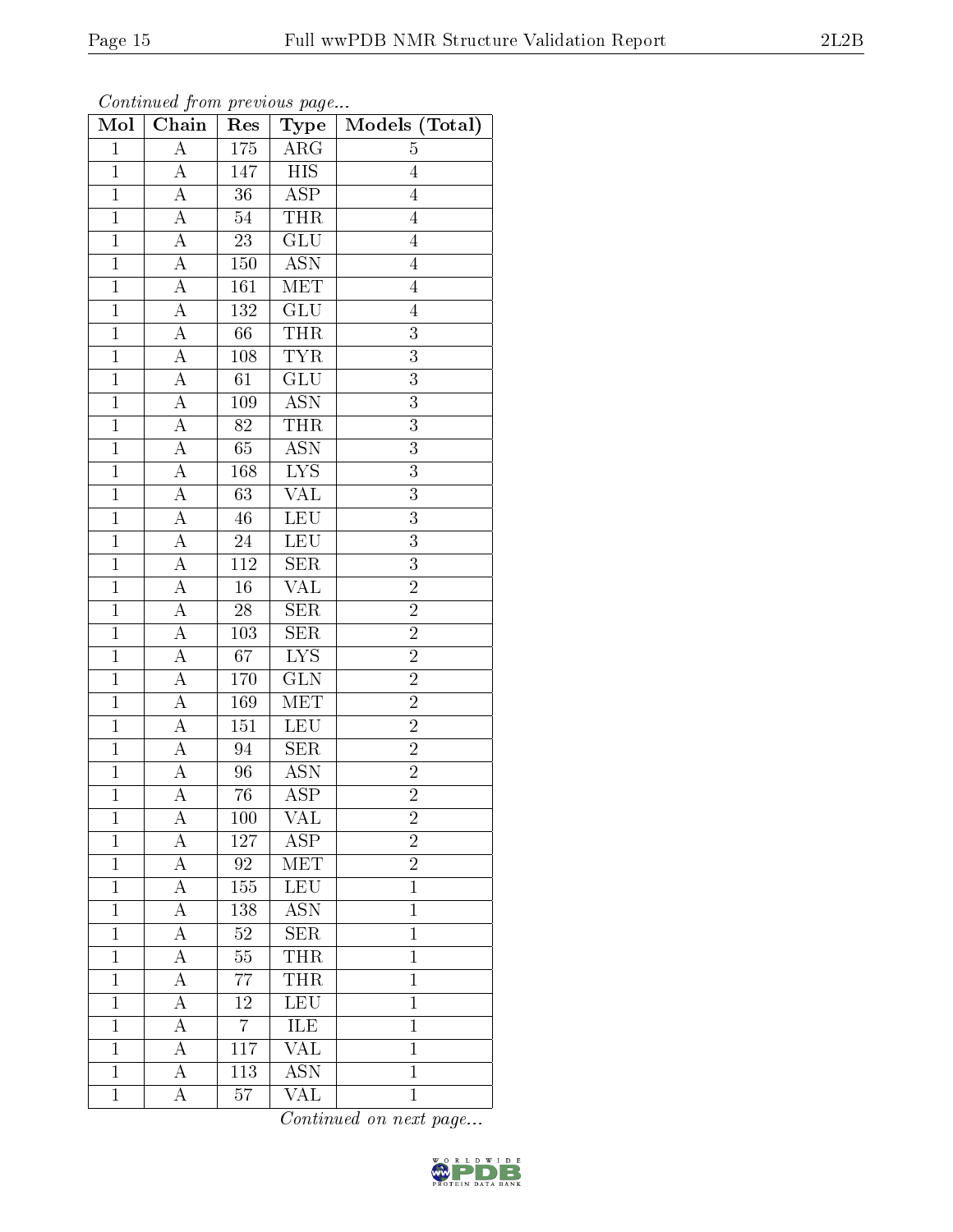*Continued from previous page...*

| Mol | Chain | Res | Type | Models (Total) |
|---|---|---|---|---|
| 1 | A | 175 | ARG | 5 |
| 1 | A | 147 | HIS | 4 |
| 1 | A | 36 | ASP | 4 |
| 1 | A | 54 | THR | 4 |
| 1 | A | 23 | GLU | 4 |
| 1 | A | 150 | ASN | 4 |
| 1 | A | 161 | MET | 4 |
| 1 | A | 132 | GLU | 4 |
| 1 | A | 66 | THR | 3 |
| 1 | A | 108 | TYR | 3 |
| 1 | A | 61 | GLU | 3 |
| 1 | A | 109 | ASN | 3 |
| 1 | A | 82 | THR | 3 |
| 1 | A | 65 | ASN | 3 |
| 1 | A | 168 | LYS | 3 |
| 1 | A | 63 | VAL | 3 |
| 1 | A | 46 | LEU | 3 |
| 1 | A | 24 | LEU | 3 |
| 1 | A | 112 | SER | 3 |
| 1 | A | 16 | VAL | 2 |
| 1 | A | 28 | SER | 2 |
| 1 | A | 103 | SER | 2 |
| 1 | A | 67 | LYS | 2 |
| 1 | A | 170 | GLN | 2 |
| 1 | A | 169 | MET | 2 |
| 1 | A | 151 | LEU | 2 |
| 1 | A | 94 | SER | 2 |
| 1 | A | 96 | ASN | 2 |
| 1 | A | 76 | ASP | 2 |
| 1 | A | 100 | VAL | 2 |
| 1 | A | 127 | ASP | 2 |
| 1 | A | 92 | MET | 2 |
| 1 | A | 155 | LEU | 1 |
| 1 | A | 138 | ASN | 1 |
| 1 | A | 52 | SER | 1 |
| 1 | A | 55 | THR | 1 |
| 1 | A | 77 | THR | 1 |
| 1 | A | 12 | LEU | 1 |
| 1 | A | 7 | ILE | 1 |
| 1 | A | 117 | VAL | 1 |
| 1 | A | 113 | ASN | 1 |
| 1 | A | 57 | VAL | 1 |

*Continued on next page...*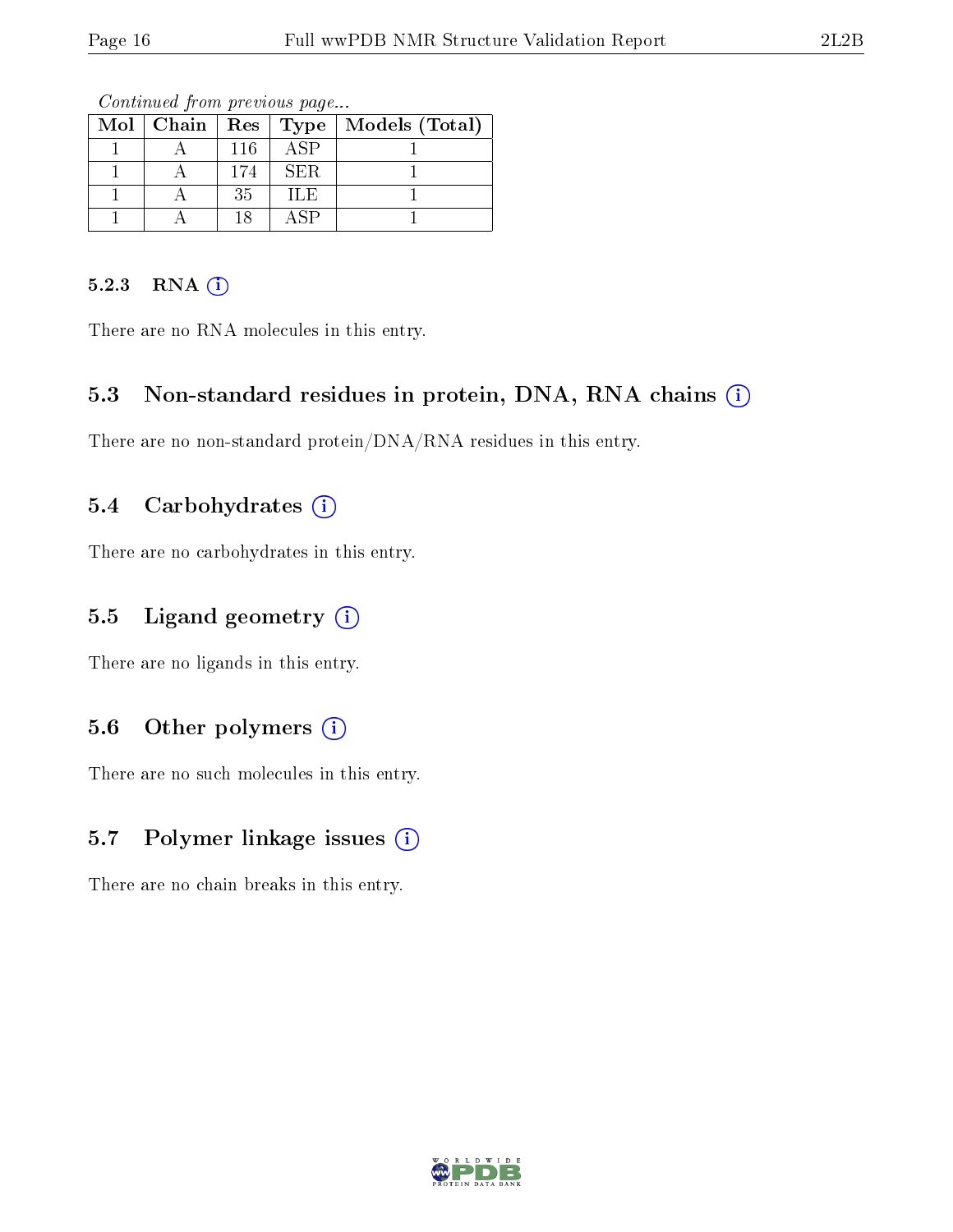*Continued from previous page...*

| Mol | Chain | Res | Type | Models (Total) |
|---|---|---|---|---|
| 1 | A | 116 | ASP | 1 |
| 1 | A | 174 | SER | 1 |
| 1 | A | 35 | ILE | 1 |
| 1 | A | 18 | ASP | 1 |

#### 5.2.3 RNA (i)

There are no RNA molecules in this entry.

### 5.3 Non-standard residues in protein, DNA, RNA chains (i)

There are no non-standard protein/DNA/RNA residues in this entry.

### 5.4 Carbohydrates (i)

There are no carbohydrates in this entry.

### 5.5 Ligand geometry (i)

There are no ligands in this entry.

### 5.6 Other polymers (i)

There are no such molecules in this entry.

### 5.7 Polymer linkage issues (i)

There are no chain breaks in this entry.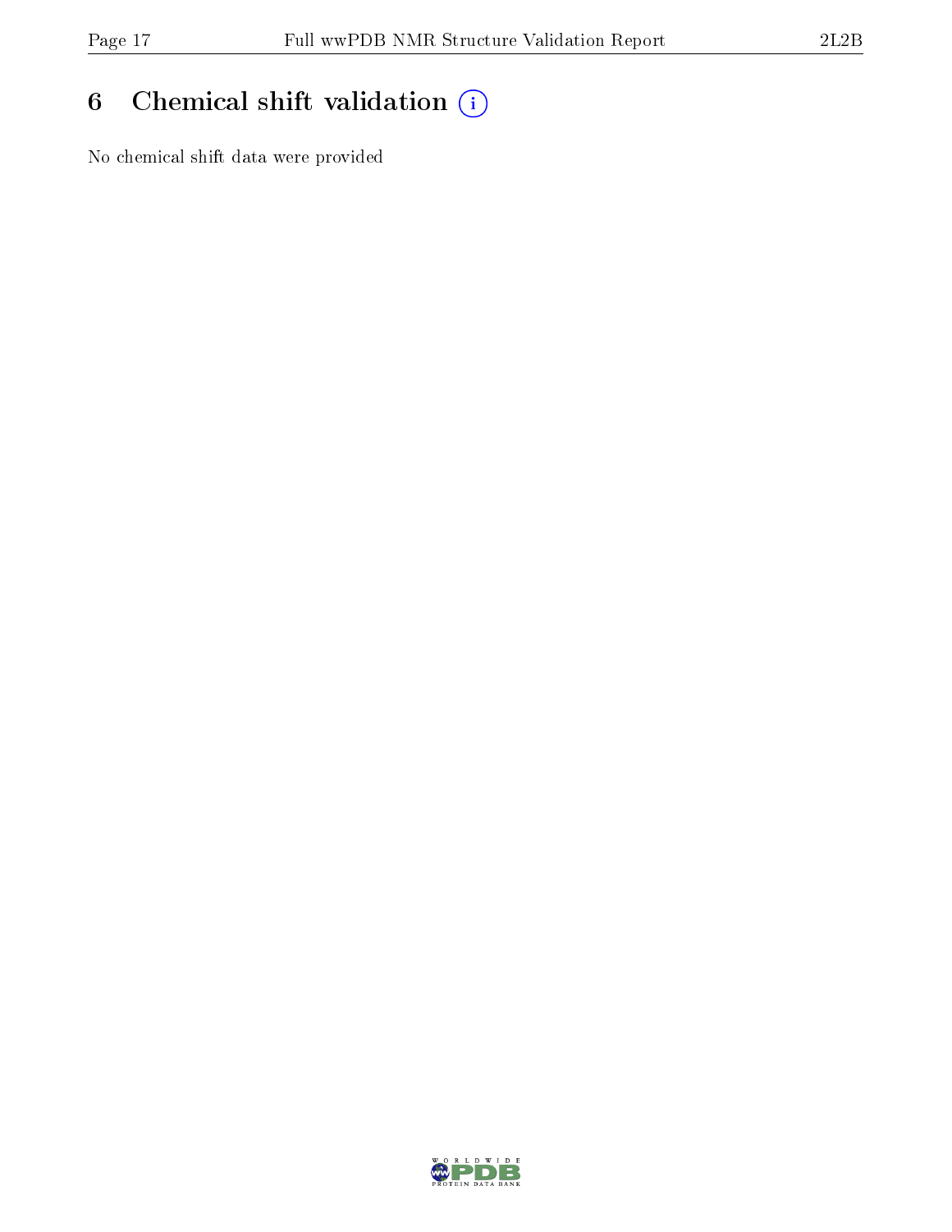# 6 Chemical shift validation

No chemical shift data were provided